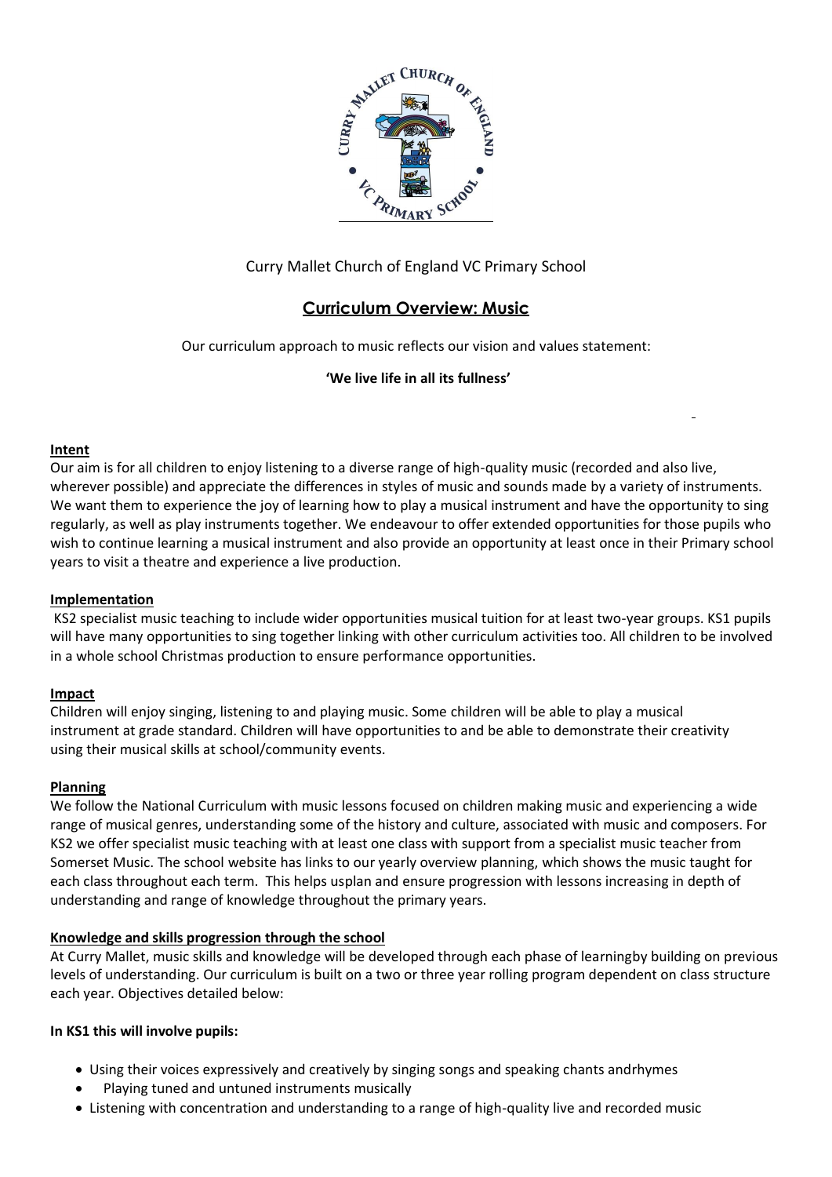Curry Mallet Church of England VC Primary School

# Curriculum Overview: Music

Our curriculum approach to music reflects our vision and values statement:

**'We live life in all its fullness'**

## Intent

Our aim is for all children to enjoy listening to a diverse range of high-quality music (recorded and also live, wherever possible) and appreciate the differences in styles of music and sounds made by a variety of instruments. We want them to experience the joy of learning how to play a musical instrument and have the opportunity to sing regularly, as well as play instruments together. We endeavour to offer extended opportunities for those pupils who wish to continue learning a musical instrument and also provide an opportunity at least once in their Primary school years to visit a theatre and experience a live production.

## Implementation

KS2 specialist music teaching to include wider opportunities musical tuition for at least two-year groups. KS1 pupils will have many opportunities to sing together linking with other curriculum activities too. All children to be involved in a whole school Christmas production to ensure performance opportunities.

## Impact

Children will enjoy singing, listening to and playing music. Some children will be able to play a musical instrument at grade standard. Children will have opportunities to and be able to demonstrate their creativity using their musical skills at school/community events.

## Planning

We follow the National Curriculum with music lessons focused on children making music and experiencing a wide range of musical genres, understanding some of the history and culture, associated with music and composers. For KS2 we offer specialist music teaching with at least one class with support from a specialist music teacher from Somerset Music. The school website has links to our yearly overview planning, which shows the music taught for each class throughout each term. This helps usplan and ensure progression with lessons increasing in depth of understanding and range of knowledge throughout the primary years.

## Knowledge and skills progression through the school

At Curry Mallet, music skills and knowledge will be developed through each phase of learningby building on previous levels of understanding. Our curriculum is built on a two or three year rolling program dependent on class structure each year. Objectives detailed below:

**In KS1 this will involve pupils:**

- Using their voices expressively and creatively by singing songs and speaking chants andrhymes
- Playing tuned and untuned instruments musically
- Listening with concentration and understanding to a range of high-quality live and recorded music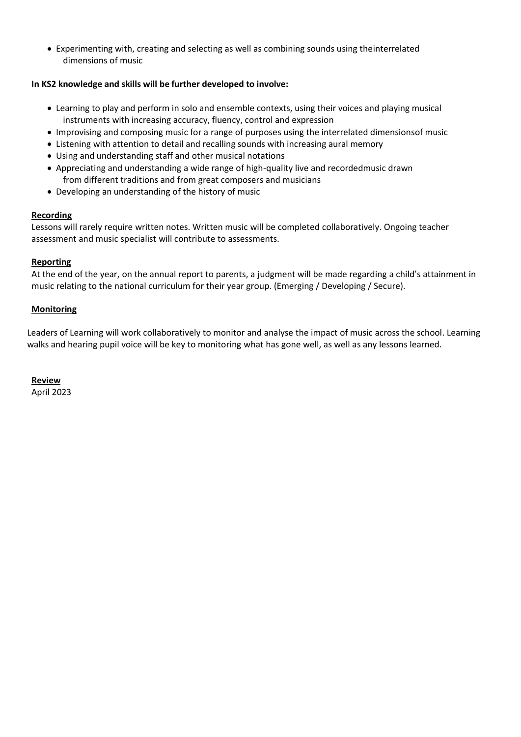- Experimenting with, creating and selecting as well as combining sounds using theinterrelated dimensions of music

**In KS2 knowledge and skills will be further developed to involve:**

- Learning to play and perform in solo and ensemble contexts, using their voices and playing musical instruments with increasing accuracy, fluency, control and expression
- Improvising and composing music for a range of purposes using the interrelated dimensionsof music
- Listening with attention to detail and recalling sounds with increasing aural memory
- Using and understanding staff and other musical notations
- Appreciating and understanding a wide range of high-quality live and recordedmusic drawn from different traditions and from great composers and musicians
- Developing an understanding of the history of music

**Recording**

Lessons will rarely require written notes. Written music will be completed collaboratively. Ongoing teacher assessment and music specialist will contribute to assessments.

**Reporting**

At the end of the year, on the annual report to parents, a judgment will be made regarding a child's attainment in music relating to the national curriculum for their year group. (Emerging / Developing / Secure).

**Monitoring**

Leaders of Learning will work collaboratively to monitor and analyse the impact of music across the school. Learning walks and hearing pupil voice will be key to monitoring what has gone well, as well as any lessons learned.

**Review**

April 2023